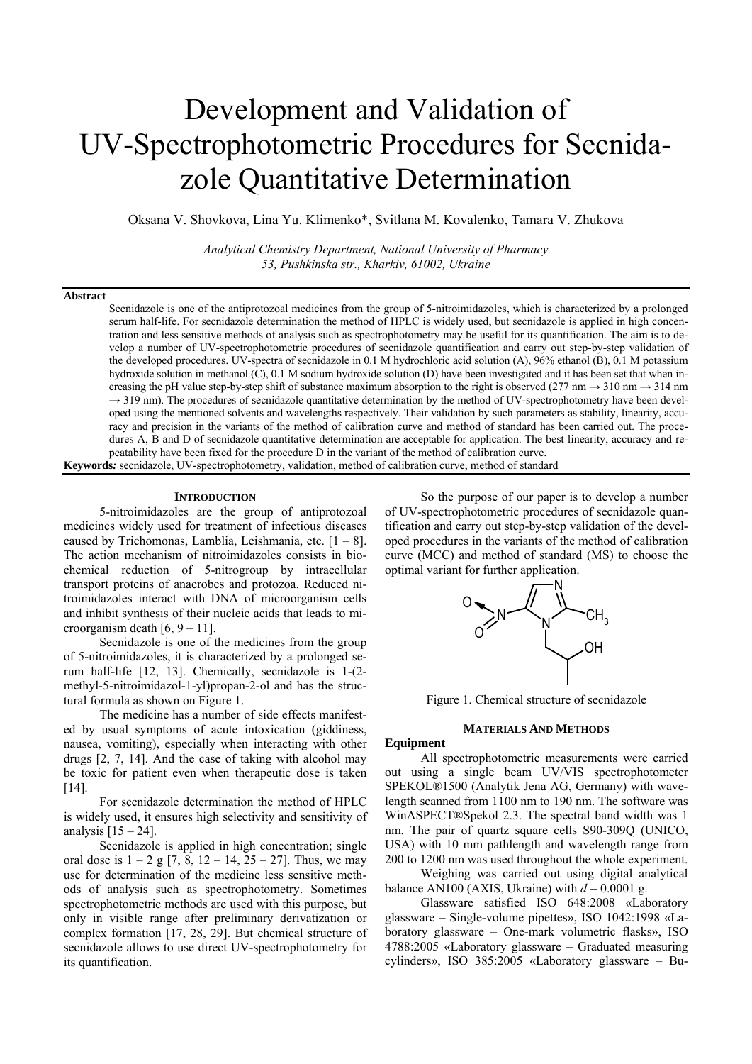# Development and Validation of UV-Spectrophotometric Procedures for Secnidazole Quantitative Determination

Oksana V. Shovkova, Lina Yu. Klimenko*, Svitlana M. Kovalenko, Tamara V. Zhukova

*Analytical Chemistry Department, National University of Pharmacy*
*53, Pushkinska str., Kharkiv, 61002, Ukraine*

**Abstract**

Secnidazole is one of the antiprotozoal medicines from the group of 5-nitroimidazoles, which is characterized by a prolonged serum half-life. For secnidazole determination the method of HPLC is widely used, but secnidazole is applied in high concentration and less sensitive methods of analysis such as spectrophotometry may be useful for its quantification. The aim is to develop a number of UV-spectrophotometric procedures of secnidazole quantification and carry out step-by-step validation of the developed procedures. UV-spectra of secnidazole in 0.1 M hydrochloric acid solution (A), 96% ethanol (B), 0.1 M potassium hydroxide solution in methanol (C), 0.1 M sodium hydroxide solution (D) have been investigated and it has been set that when increasing the pH value step-by-step shift of substance maximum absorption to the right is observed (277 nm → 310 nm → 314 nm → 319 nm). The procedures of secnidazole quantitative determination by the method of UV-spectrophotometry have been developed using the mentioned solvents and wavelengths respectively. Their validation by such parameters as stability, linearity, accuracy and precision in the variants of the method of calibration curve and method of standard has been carried out. The procedures A, B and D of secnidazole quantitative determination are acceptable for application. The best linearity, accuracy and repeatability have been fixed for the procedure D in the variant of the method of calibration curve.

**Keywords***:* secnidazole, UV-spectrophotometry, validation, method of calibration curve, method of standard

## Introduction

5-nitroimidazoles are the group of antiprotozoal medicines widely used for treatment of infectious diseases caused by Trichomonas, Lamblia, Leishmania, etc. [1 – 8]. The action mechanism of nitroimidazoles consists in biochemical reduction of 5-nitrogroup by intracellular transport proteins of anaerobes and protozoa. Reduced nitroimidazoles interact with DNA of microorganism cells and inhibit synthesis of their nucleic acids that leads to microorganism death [6, 9 – 11].

Secnidazole is one of the medicines from the group of 5-nitroimidazoles, it is characterized by a prolonged serum half-life [12, 13]. Chemically, secnidazole is 1-(2-methyl-5-nitroimidazol-1-yl)propan-2-ol and has the structural formula as shown on Figure 1.

The medicine has a number of side effects manifested by usual symptoms of acute intoxication (giddiness, nausea, vomiting), especially when interacting with other drugs [2, 7, 14]. And the case of taking with alcohol may be toxic for patient even when therapeutic dose is taken [14].

For secnidazole determination the method of HPLC is widely used, it ensures high selectivity and sensitivity of analysis [15 – 24].

Secnidazole is applied in high concentration; single oral dose is 1 – 2 g [7, 8, 12 – 14, 25 – 27]. Thus, we may use for determination of the medicine less sensitive methods of analysis such as spectrophotometry. Sometimes spectrophotometric methods are used with this purpose, but only in visible range after preliminary derivatization or complex formation [17, 28, 29]. But chemical structure of secnidazole allows to use direct UV-spectrophotometry for its quantification.

So the purpose of our paper is to develop a number of UV-spectrophotometric procedures of secnidazole quantification and carry out step-by-step validation of the developed procedures in the variants of the method of calibration curve (MCC) and method of standard (MS) to choose the optimal variant for further application.

Figure 1. Chemical structure of secnidazole

## Materials And Methods

### Equipment

All spectrophotometric measurements were carried out using a single beam UV/VIS spectrophotometer SPEKOL®1500 (Analytik Jena AG, Germany) with wavelength scanned from 1100 nm to 190 nm. The software was WinASPECT®Spekol 2.3. The spectral band width was 1 nm. The pair of quartz square cells S90-309Q (UNICO, USA) with 10 mm pathlength and wavelength range from 200 to 1200 nm was used throughout the whole experiment.

Weighing was carried out using digital analytical balance AN100 (AXIS, Ukraine) with *d* = 0.0001 g.

Glassware satisfied ISO 648:2008 «Laboratory glassware – Single-volume pipettes», ISO 1042:1998 «Laboratory glassware – One-mark volumetric flasks», ISO 4788:2005 «Laboratory glassware – Graduated measuring cylinders», ISO 385:2005 «Laboratory glassware – Bu-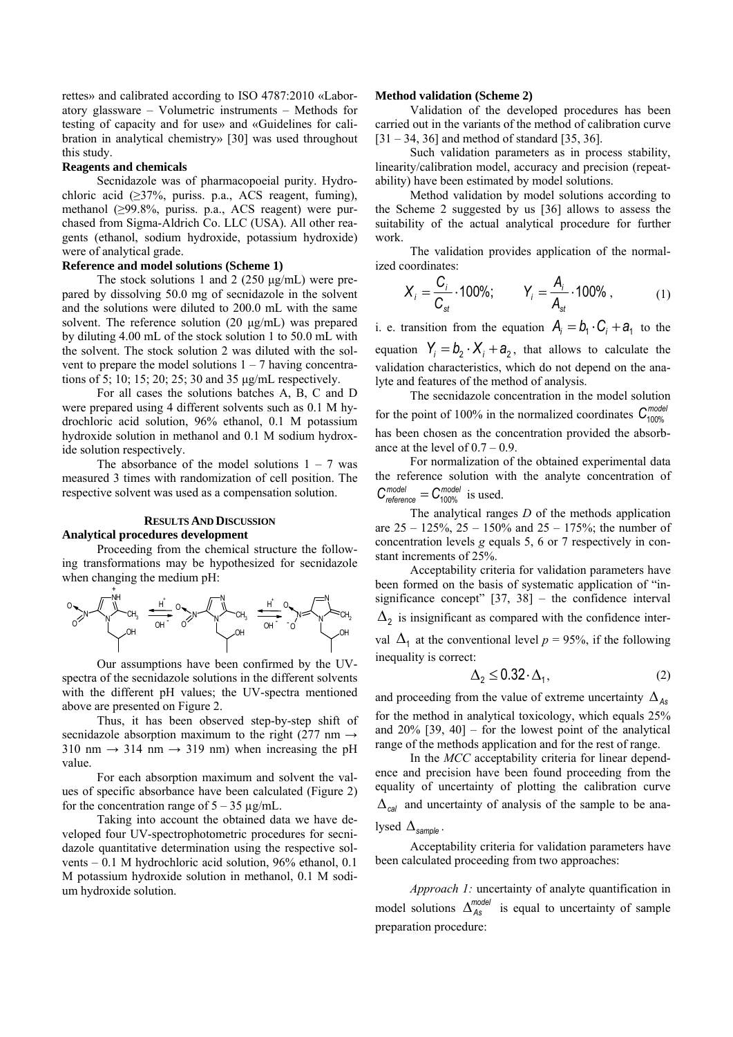rettes» and calibrated according to ISO 4787:2010 «Laboratory glassware – Volumetric instruments – Methods for testing of capacity and for use» and «Guidelines for calibration in analytical chemistry» [30] was used throughout this study.

**Reagents and chemicals**

Secnidazole was of pharmacopoeial purity. Hydrochloric acid (≥37%, puriss. p.a., ACS reagent, fuming), methanol (≥99.8%, puriss. p.a., ACS reagent) were purchased from Sigma-Aldrich Co. LLC (USA). All other reagents (ethanol, sodium hydroxide, potassium hydroxide) were of analytical grade.

**Reference and model solutions (Scheme 1)**

The stock solutions 1 and 2 (250 μg/mL) were prepared by dissolving 50.0 mg of secnidazole in the solvent and the solutions were diluted to 200.0 mL with the same solvent. The reference solution (20 μg/mL) was prepared by diluting 4.00 mL of the stock solution 1 to 50.0 mL with the solvent. The stock solution 2 was diluted with the solvent to prepare the model solutions 1 – 7 having concentrations of 5; 10; 15; 20; 25; 30 and 35 μg/mL respectively.

For all cases the solutions batches A, B, C and D were prepared using 4 different solvents such as 0.1 M hydrochloric acid solution, 96% ethanol, 0.1 M potassium hydroxide solution in methanol and 0.1 M sodium hydroxide solution respectively.

The absorbance of the model solutions 1 – 7 was measured 3 times with randomization of cell position. The respective solvent was used as a compensation solution.

## RESULTS AND DISCUSSION

**Analytical procedures development**

Proceeding from the chemical structure the following transformations may be hypothesized for secnidazole when changing the medium pH:

$H^+$ / $OH^-$ ⇌ $H^+$ / $OH^-$ ⇌

Our assumptions have been confirmed by the UV-spectra of the secnidazole solutions in the different solvents with the different pH values; the UV-spectra mentioned above are presented on Figure 2.

Thus, it has been observed step-by-step shift of secnidazole absorption maximum to the right (277 nm → 310 nm → 314 nm → 319 nm) when increasing the pH value.

For each absorption maximum and solvent the values of specific absorbance have been calculated (Figure 2) for the concentration range of 5 – 35 μg/mL.

Taking into account the obtained data we have developed four UV-spectrophotometric procedures for secnidazole quantitative determination using the respective solvents – 0.1 M hydrochloric acid solution, 96% ethanol, 0.1 M potassium hydroxide solution in methanol, 0.1 M sodium hydroxide solution.

**Method validation (Scheme 2)**

Validation of the developed procedures has been carried out in the variants of the method of calibration curve [31 – 34, 36] and method of standard [35, 36].

Such validation parameters as in process stability, linearity/calibration model, accuracy and precision (repeatability) have been estimated by model solutions.

Method validation by model solutions according to the Scheme 2 suggested by us [36] allows to assess the suitability of the actual analytical procedure for further work.

The validation provides application of the normalized coordinates:

$$X_i = \frac{C_i}{C_{st}} \cdot 100\%; \qquad Y_i = \frac{A_i}{A_{st}} \cdot 100\%, \tag{1}$$

i. e. transition from the equation $A_i = b_1 \cdot C_i + a_1$ to the equation $Y_i = b_2 \cdot X_i + a_2$, that allows to calculate the validation characteristics, which do not depend on the analyte and features of the method of analysis.

The secnidazole concentration in the model solution for the point of 100% in the normalized coordinates $C^{model}_{100\%}$ has been chosen as the concentration provided the absorbance at the level of 0.7 – 0.9.

For normalization of the obtained experimental data the reference solution with the analyte concentration of $C^{model}_{reference} = C^{model}_{100\%}$ is used.

The analytical ranges *D* of the methods application are 25 – 125%, 25 – 150% and 25 – 175%; the number of concentration levels *g* equals 5, 6 or 7 respectively in constant increments of 25%.

Acceptability criteria for validation parameters have been formed on the basis of systematic application of "insignificance concept" [37, 38] – the confidence interval $\Delta_2$ is insignificant as compared with the confidence interval $\Delta_1$ at the conventional level *p* = 95%, if the following inequality is correct:

$$\Delta_2 \leq 0.32 \cdot \Delta_1, \tag{2}$$

and proceeding from the value of extreme uncertainty $\Delta_{As}$ for the method in analytical toxicology, which equals 25% and 20% [39, 40] – for the lowest point of the analytical range of the methods application and for the rest of range.

In the *MCC* acceptability criteria for linear dependence and precision have been found proceeding from the equality of uncertainty of plotting the calibration curve $\Delta_{cal}$ and uncertainty of analysis of the sample to be analysed $\Delta_{sample}$.

Acceptability criteria for validation parameters have been calculated proceeding from two approaches:

*Approach 1:* uncertainty of analyte quantification in model solutions $\Delta^{model}_{As}$ is equal to uncertainty of sample preparation procedure: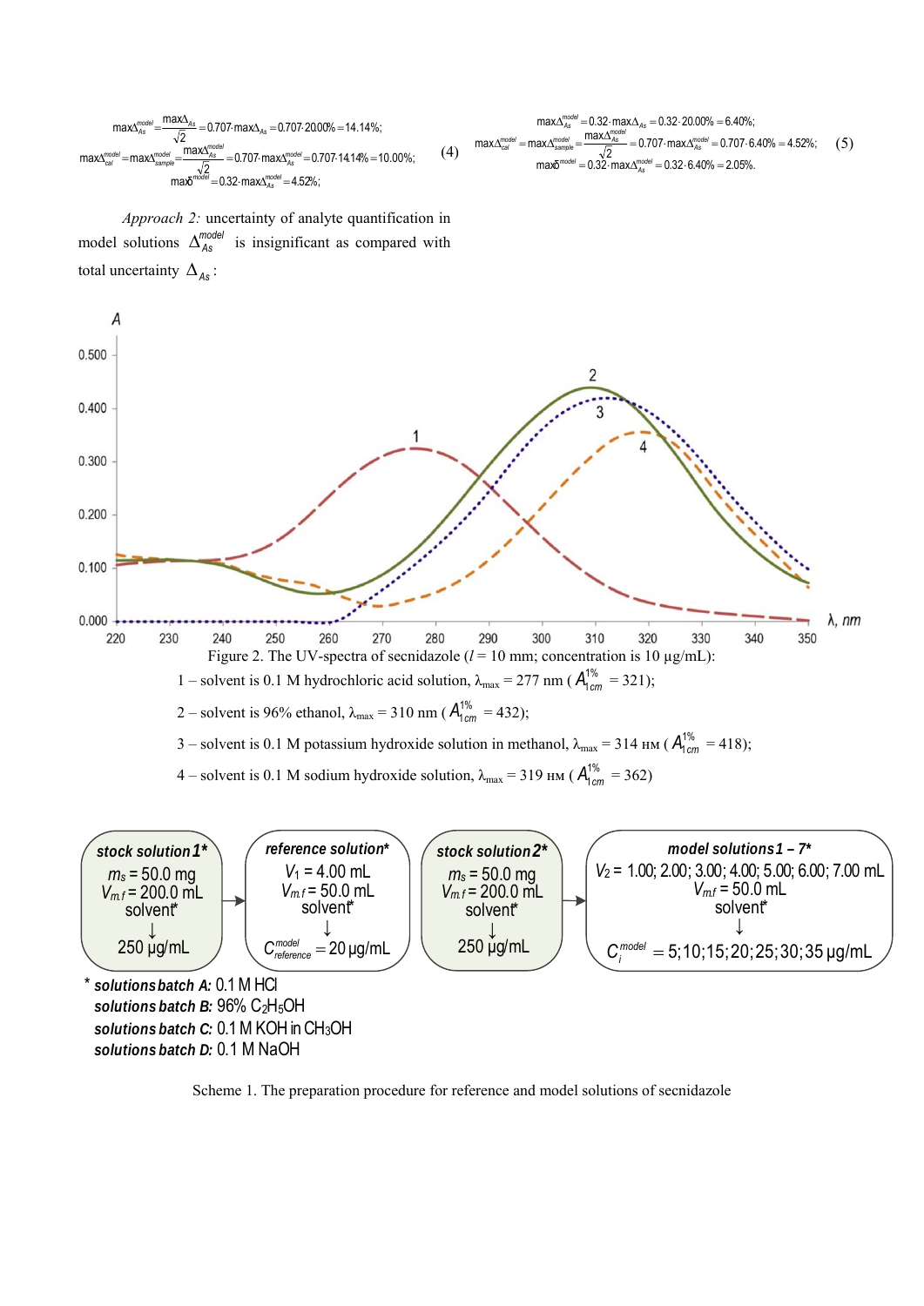$$\max\Delta_{As}^{model} = \frac{\max\Delta_{As}}{\sqrt{2}} = 0.707\cdot\max\Delta_{As} = 0.707\cdot 20.00\% = 14.14\%;$$
$$\max\Delta_{cal}^{model} = \max\Delta_{sample}^{model} = \frac{\max\Delta_{As}^{model}}{\sqrt{2}} = 0.707\cdot\max\Delta_{As}^{model} = 0.707\cdot 14.14\% = 10.00\%; \quad (4)$$
$$\max\delta^{model} = 0.32\cdot\max\Delta_{As}^{model} = 4.52\%;$$

*Approach 2:* uncertainty of analyte quantification in model solutions $\Delta_{As}^{model}$ is insignificant as compared with total uncertainty $\Delta_{As}$:

$$\max\Delta_{As}^{model} = 0.32\cdot\max\Delta_{As} = 0.32\cdot 20.00\% = 6.40\%;$$
$$\max\Delta_{cal}^{model} = \max\Delta_{sample}^{model} = \frac{\max\Delta_{As}^{model}}{\sqrt{2}} = 0.707\cdot\max\Delta_{As}^{model} = 0.707\cdot 6.40\% = 4.52\%; \quad (5)$$
$$\max\delta^{model} = 0.32\cdot\max\Delta_{As}^{model} = 0.32\cdot 6.40\% = 2.05\%.$$

A
0.500
0.400
0.300
0.200
0.100
0.000
220 230 240 250 260 270 280 290 300 310 320 330 340 350
λ, nm
1
2
3
4

Figure 2. The UV-spectra of secnidazole ($l$ = 10 mm; concentration is 10 μg/mL):

1 – solvent is 0.1 M hydrochloric acid solution, $\lambda_{max}$ = 277 nm ($A_{1cm}^{1\%}$ = 321);

2 – solvent is 96% ethanol, $\lambda_{max}$ = 310 nm ($A_{1cm}^{1\%}$ = 432);

3 – solvent is 0.1 M potassium hydroxide solution in methanol, $\lambda_{max}$ = 314 нм ($A_{1cm}^{1\%}$ = 418);

4 – solvent is 0.1 M sodium hydroxide solution, $\lambda_{max}$ = 319 нм ($A_{1cm}^{1\%}$ = 362)

**stock solution 1***
$m_s$ = 50.0 mg
$V_{mf}$ = 200.0 mL
solvent*
↓
250 μg/mL

**reference solution***
$V_1$ = 4.00 mL
$V_{mf}$ = 50.0 mL
solvent*
↓
$C_{reference}^{model}$ = 20 μg/mL

**stock solution 2***
$m_s$ = 50.0 mg
$V_{mf}$ = 200.0 mL
solvent*
↓
250 μg/mL

**model solutions 1 – 7***
$V_2$ = 1.00; 2.00; 3.00; 4.00; 5.00; 6.00; 7.00 mL
$V_{mf}$ = 50.0 mL
solvent*
↓
$C_i^{model}$ = 5; 10; 15; 20; 25; 30; 35 μg/mL

\* ***solutions batch A:*** 0.1 M HCl
***solutions batch B:*** 96% $C_2H_5OH$
***solutions batch C:*** 0.1 M KOH in $CH_3OH$
***solutions batch D:*** 0.1 M NaOH

Scheme 1. The preparation procedure for reference and model solutions of secnidazole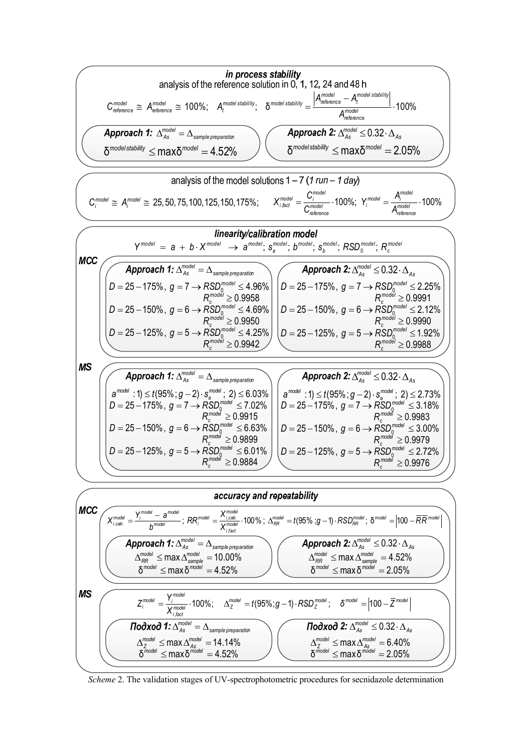## in process stability

analysis of the reference solution in 0, 1, 12, 24 and 48 h

$$C_{reference}^{model} \cong A_{reference}^{model} \cong 100\%; \quad A_t^{model\ stability}; \quad \delta^{model\ stability} = \frac{\left|A_{reference}^{model} - A_t^{model\ stability}\right|}{A_{reference}^{model}} \cdot 100\%$$

**Approach 1:** $\Delta_{As}^{model} = \Delta_{sample\ preparation}$

$\delta^{model\ stability} \leq \max\delta^{model} = 4.52\%$

**Approach 2:** $\Delta_{As}^{model} \leq 0.32 \cdot \Delta_{As}$

$\delta^{model\ stability} \leq \max\delta^{model} = 2.05\%$

analysis of the model solutions 1 – 7 (*1 run – 1 day*)

$$C_i^{model} \cong A_i^{model} \cong 25, 50, 75, 100, 125, 150, 175\%; \quad X_{i,fact}^{model} = \frac{C_i^{model}}{C_{reference}^{model}} \cdot 100\%; \quad Y_i^{model} = \frac{A_i^{model}}{A_{reference}^{model}} \cdot 100\%$$

## linearity/calibration model

$$Y^{model} = a + b \cdot X^{model} \rightarrow a^{model}; s_a^{model}; b^{model}; s_b^{model}; RSD_0^{model}; R_c^{model}$$

**MCC**

**Approach 1:** $\Delta_{As}^{model} = \Delta_{sample\ preparation}$

$D = 25-175\%$, $g = 7 \rightarrow RSD_0^{model} \leq 4.96\%$, $R_c^{model} \geq 0.9958$

$D = 25-150\%$, $g = 6 \rightarrow RSD_0^{model} \leq 4.69\%$, $R_c^{model} \geq 0.9950$

$D = 25-125\%$, $g = 5 \rightarrow RSD_0^{model} \leq 4.25\%$, $R_c^{model} \geq 0.9942$

**Approach 2:** $\Delta_{As}^{model} \leq 0.32 \cdot \Delta_{As}$

$D = 25-175\%$, $g = 7 \rightarrow RSD_0^{model} \leq 2.25\%$, $R_c^{model} \geq 0.9991$

$D = 25-150\%$, $g = 6 \rightarrow RSD_0^{model} \leq 2.12\%$, $R_c^{model} \geq 0.9990$

$D = 25-125\%$, $g = 5 \rightarrow RSD_0^{model} \leq 1.92\%$, $R_c^{model} \geq 0.9988$

**MS**

**Approach 1:** $\Delta_{As}^{model} = \Delta_{sample\ preparation}$

$a^{model}$: 1) $\leq t(95\%; g-2) \cdot s_a^{model}$; 2) $\leq 6.03\%$

$D = 25-175\%$, $g = 7 \rightarrow RSD_0^{model} \leq 7.02\%$, $R_c^{model} \geq 0.9915$

$D = 25-150\%$, $g = 6 \rightarrow RSD_0^{model} \leq 6.63\%$, $R_c^{model} \geq 0.9899$

$D = 25-125\%$, $g = 5 \rightarrow RSD_0^{model} \leq 6.01\%$, $R_c^{model} \geq 0.9884$

**Approach 2:** $\Delta_{As}^{model} \leq 0.32 \cdot \Delta_{As}$

$a^{model}$: 1) $\leq t(95\%; g-2) \cdot s_a^{model}$; 2) $\leq 2.73\%$

$D = 25-175\%$, $g = 7 \rightarrow RSD_0^{model} \leq 3.18\%$, $R_c^{model} \geq 0.9983$

$D = 25-150\%$, $g = 6 \rightarrow RSD_0^{model} \leq 3.00\%$, $R_c^{model} \geq 0.9979$

$D = 25-125\%$, $g = 5 \rightarrow RSD_0^{model} \leq 2.72\%$, $R_c^{model} \geq 0.9976$

## accuracy and repeatability

**MCC**

$$X_{i,calc}^{model} = \frac{Y_i^{model} - a^{model}}{b^{model}}; \quad RR_i^{model} = \frac{X_{i,calc}^{model}}{X_{i,fact}^{model}} \cdot 100\%; \quad \Delta_{RR}^{model} = t(95\%; g-1) \cdot RSD_{RR}^{model}; \quad \delta^{model} = \left|100 - \overline{RR}^{model}\right|$$

**Approach 1:** $\Delta_{As}^{model} = \Delta_{sample\ preparation}$

$\Delta_{RR}^{model} \leq \max\Delta_{sample}^{model} = 10.00\%$

$\delta^{model} \leq \max\delta^{model} = 4.52\%$

**Approach 2:** $\Delta_{As}^{model} \leq 0.32 \cdot \Delta_{As}$

$\Delta_{RR}^{model} \leq \max\Delta_{sample}^{model} = 4.52\%$

$\delta^{model} \leq \max\delta^{model} = 2.05\%$

**MS**

$$Z_i^{model} = \frac{Y_i^{model}}{X_{i,fact}^{model}} \cdot 100\%; \quad \Delta_Z^{model} = t(95\%; g-1) \cdot RSD_Z^{model}; \quad \delta^{model} = \left|100 - \overline{Z}^{model}\right|$$

**Подход 1:** $\Delta_{As}^{model} = \Delta_{sample\ preparation}$

$\Delta_Z^{model} \leq \max\Delta_{As}^{model} = 14.14\%$

$\delta^{model} \leq \max\delta^{model} = 4.52\%$

**Подход 2:** $\Delta_{As}^{model} \leq 0.32 \cdot \Delta_{As}$

$\Delta_Z^{model} \leq \max\Delta_{As}^{model} = 6.40\%$

$\delta^{model} \leq \max\delta^{model} = 2.05\%$

*Scheme* 2. The validation stages of UV-spectrophotometric procedures for secnidazole determination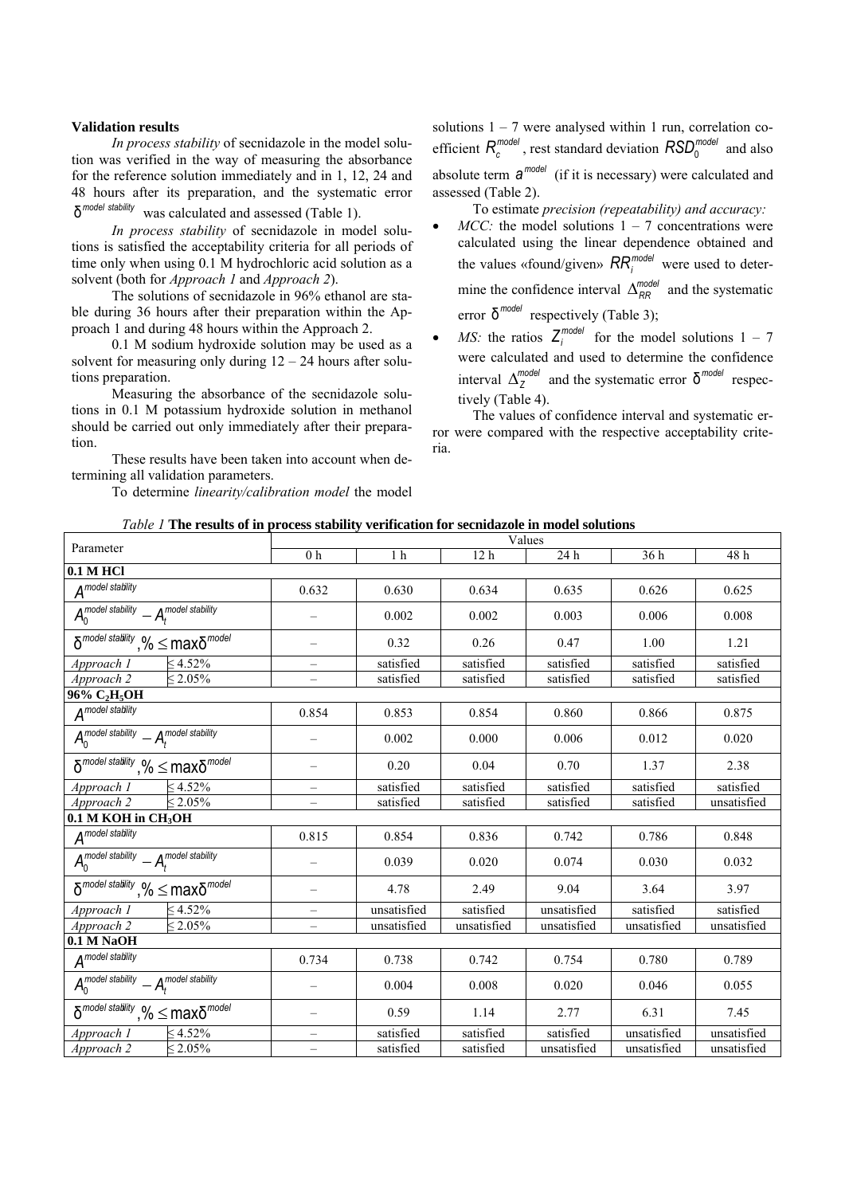**Validation results**

*In process stability* of secnidazole in the model solution was verified in the way of measuring the absorbance for the reference solution immediately and in 1, 12, 24 and 48 hours after its preparation, and the systematic error $\delta^{model\ stability}$ was calculated and assessed (Table 1).

*In process stability* of secnidazole in model solutions is satisfied the acceptability criteria for all periods of time only when using 0.1 M hydrochloric acid solution as a solvent (both for *Approach 1* and *Approach 2*).

The solutions of secnidazole in 96% ethanol are stable during 36 hours after their preparation within the Approach 1 and during 48 hours within the Approach 2.

0.1 M sodium hydroxide solution may be used as a solvent for measuring only during 12 – 24 hours after solutions preparation.

Measuring the absorbance of the secnidazole solutions in 0.1 M potassium hydroxide solution in methanol should be carried out only immediately after their preparation.

These results have been taken into account when determining all validation parameters.

To determine *linearity/calibration model* the model solutions 1 – 7 were analysed within 1 run, correlation coefficient $R_c^{model}$, rest standard deviation $RSD_0^{model}$ and also absolute term $a^{model}$ (if it is necessary) were calculated and assessed (Table 2).

To estimate *precision (repeatability) and accuracy:*

- *MCC:* the model solutions 1 – 7 concentrations were calculated using the linear dependence obtained and the values «found/given» $RR_i^{model}$ were used to determine the confidence interval $\Delta_{RR}^{model}$ and the systematic error $\delta^{model}$ respectively (Table 3);
- *MS:* the ratios $Z_i^{model}$ for the model solutions 1 – 7 were calculated and used to determine the confidence interval $\Delta_Z^{model}$ and the systematic error $\delta^{model}$ respectively (Table 4).

The values of confidence interval and systematic error were compared with the respective acceptability criteria.

*Table 1* **The results of in process stability verification for secnidazole in model solutions**

| Parameter | | Values | | | | | |
|---|---|---|---|---|---|---|---|
| | | 0 h | 1 h | 12 h | 24 h | 36 h | 48 h |
| **0.1 M HCl** | | | | | | | |
| $A^{model\ stability}$ | | 0.632 | 0.630 | 0.634 | 0.635 | 0.626 | 0.625 |
| $A_0^{model\ stability} - A_t^{model\ stability}$ | | – | 0.002 | 0.002 | 0.003 | 0.006 | 0.008 |
| $\delta^{model\ stability}, \% \le \max\delta^{model}$ | | – | 0.32 | 0.26 | 0.47 | 1.00 | 1.21 |
| *Approach 1* | ≤ 4.52% | – | satisfied | satisfied | satisfied | satisfied | satisfied |
| *Approach 2* | ≤ 2.05% | – | satisfied | satisfied | satisfied | satisfied | satisfied |
| **96% $C_2H_5OH$** | | | | | | | |
| $A^{model\ stability}$ | | 0.854 | 0.853 | 0.854 | 0.860 | 0.866 | 0.875 |
| $A_0^{model\ stability} - A_t^{model\ stability}$ | | – | 0.002 | 0.000 | 0.006 | 0.012 | 0.020 |
| $\delta^{model\ stability}, \% \le \max\delta^{model}$ | | – | 0.20 | 0.04 | 0.70 | 1.37 | 2.38 |
| *Approach 1* | ≤ 4.52% | – | satisfied | satisfied | satisfied | satisfied | satisfied |
| *Approach 2* | ≤ 2.05% | – | satisfied | satisfied | satisfied | satisfied | unsatisfied |
| **0.1 M KOH in $CH_3OH$** | | | | | | | |
| $A^{model\ stability}$ | | 0.815 | 0.854 | 0.836 | 0.742 | 0.786 | 0.848 |
| $A_0^{model\ stability} - A_t^{model\ stability}$ | | – | 0.039 | 0.020 | 0.074 | 0.030 | 0.032 |
| $\delta^{model\ stability}, \% \le \max\delta^{model}$ | | – | 4.78 | 2.49 | 9.04 | 3.64 | 3.97 |
| *Approach 1* | ≤ 4.52% | – | unsatisfied | satisfied | unsatisfied | satisfied | satisfied |
| *Approach 2* | ≤ 2.05% | – | unsatisfied | unsatisfied | unsatisfied | unsatisfied | unsatisfied |
| **0.1 M NaOH** | | | | | | | |
| $A^{model\ stability}$ | | 0.734 | 0.738 | 0.742 | 0.754 | 0.780 | 0.789 |
| $A_0^{model\ stability} - A_t^{model\ stability}$ | | – | 0.004 | 0.008 | 0.020 | 0.046 | 0.055 |
| $\delta^{model\ stability}, \% \le \max\delta^{model}$ | | – | 0.59 | 1.14 | 2.77 | 6.31 | 7.45 |
| *Approach 1* | ≤ 4.52% | – | satisfied | satisfied | satisfied | unsatisfied | unsatisfied |
| *Approach 2* | ≤ 2.05% | – | satisfied | satisfied | unsatisfied | unsatisfied | unsatisfied |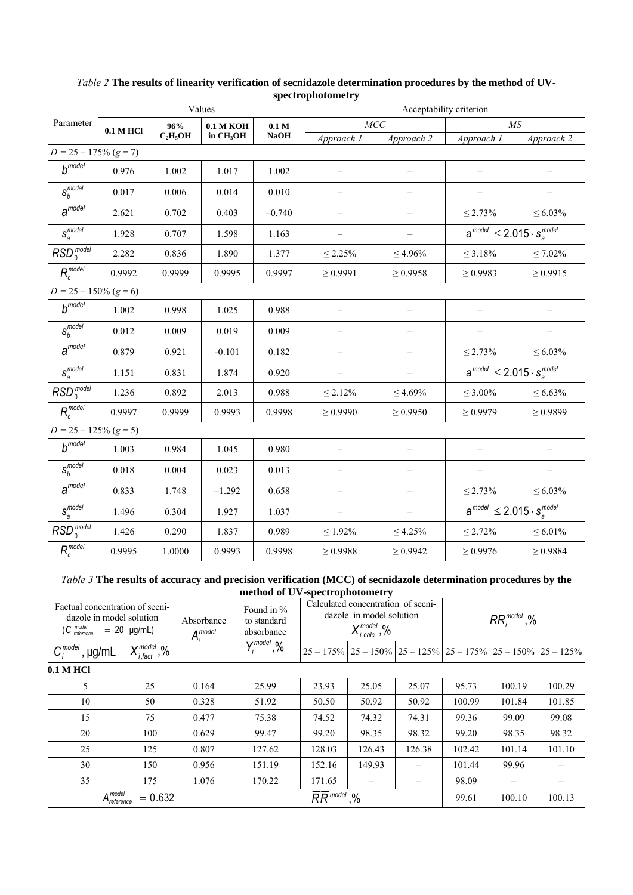*Table 2* **The results of linearity verification of secnidazole determination procedures by the method of UV-spectrophotometry**

| Parameter | Values | | | | Acceptability criterion | | | |
|---|---|---|---|---|---|---|---|---|
| | 0.1 M HCl | 96% $C_2H_5OH$ | 0.1 M KOH in $CH_3OH$ | 0.1 M NaOH | *MCC* | | *MS* | |
| | | | | | *Approach 1* | *Approach 2* | *Approach 1* | *Approach 2* |
| $D$ = 25 – 175% ($g$ = 7) | | | | | | | | |
| $b^{model}$ | 0.976 | 1.002 | 1.017 | 1.002 | – | – | – | – |
| $s_b^{model}$ | 0.017 | 0.006 | 0.014 | 0.010 | – | – | – | – |
| $a^{model}$ | 2.621 | 0.702 | 0.403 | –0.740 | – | – | ≤ 2.73% | ≤ 6.03% |
| $s_a^{model}$ | 1.928 | 0.707 | 1.598 | 1.163 | – | – | $a^{model} \leq 2.015 \cdot s_a^{model}$ | |
| $RSD_0^{model}$ | 2.282 | 0.836 | 1.890 | 1.377 | ≤ 2.25% | ≤ 4.96% | ≤ 3.18% | ≤ 7.02% |
| $R_c^{model}$ | 0.9992 | 0.9999 | 0.9995 | 0.9997 | ≥ 0.9991 | ≥ 0.9958 | ≥ 0.9983 | ≥ 0.9915 |
| $D$ = 25 – 150% ($g$ = 6) | | | | | | | | |
| $b^{model}$ | 1.002 | 0.998 | 1.025 | 0.988 | – | – | – | – |
| $s_b^{model}$ | 0.012 | 0.009 | 0.019 | 0.009 | – | – | – | – |
| $a^{model}$ | 0.879 | 0.921 | -0.101 | 0.182 | – | – | ≤ 2.73% | ≤ 6.03% |
| $s_a^{model}$ | 1.151 | 0.831 | 1.874 | 0.920 | – | – | $a^{model} \leq 2.015 \cdot s_a^{model}$ | |
| $RSD_0^{model}$ | 1.236 | 0.892 | 2.013 | 0.988 | ≤ 2.12% | ≤ 4.69% | ≤ 3.00% | ≤ 6.63% |
| $R_c^{model}$ | 0.9997 | 0.9999 | 0.9993 | 0.9998 | ≥ 0.9990 | ≥ 0.9950 | ≥ 0.9979 | ≥ 0.9899 |
| $D$ = 25 – 125% ($g$ = 5) | | | | | | | | |
| $b^{model}$ | 1.003 | 0.984 | 1.045 | 0.980 | – | – | – | – |
| $s_b^{model}$ | 0.018 | 0.004 | 0.023 | 0.013 | – | – | – | – |
| $a^{model}$ | 0.833 | 1.748 | –1.292 | 0.658 | – | – | ≤ 2.73% | ≤ 6.03% |
| $s_a^{model}$ | 1.496 | 0.304 | 1.927 | 1.037 | – | – | $a^{model} \leq 2.015 \cdot s_a^{model}$ | |
| $RSD_0^{model}$ | 1.426 | 0.290 | 1.837 | 0.989 | ≤ 1.92% | ≤ 4.25% | ≤ 2.72% | ≤ 6.01% |
| $R_c^{model}$ | 0.9995 | 1.0000 | 0.9993 | 0.9998 | ≥ 0.9988 | ≥ 0.9942 | ≥ 0.9976 | ≥ 0.9884 |

*Table 3* **The results of accuracy and precision verification (MCC) of secnidazole determination procedures by the method of UV-spectrophotometry**

| Factual concentration of secnidazole in model solution ($C_{reference}^{model}$ = 20 μg/mL) | | Absorbance $A_i^{model}$ | Found in % to standard absorbance | Calculated concentration of secnidazole in model solution $X_{i,calc}^{model}$,% | | | $RR_i^{model}$,% | | |
|---|---|---|---|---|---|---|---|---|---|
| $C_i^{model}$, μg/mL | $X_{i,fact}^{model}$,% | | $Y_i^{model}$,% | 25 – 175% | 25 – 150% | 25 – 125% | 25 – 175% | 25 – 150% | 25 – 125% |
| **0.1 M HCl** | | | | | | | | | |
| 5 | 25 | 0.164 | 25.99 | 23.93 | 25.05 | 25.07 | 95.73 | 100.19 | 100.29 |
| 10 | 50 | 0.328 | 51.92 | 50.50 | 50.92 | 50.92 | 100.99 | 101.84 | 101.85 |
| 15 | 75 | 0.477 | 75.38 | 74.52 | 74.32 | 74.31 | 99.36 | 99.09 | 99.08 |
| 20 | 100 | 0.629 | 99.47 | 99.20 | 98.35 | 98.32 | 99.20 | 98.35 | 98.32 |
| 25 | 125 | 0.807 | 127.62 | 128.03 | 126.43 | 126.38 | 102.42 | 101.14 | 101.10 |
| 30 | 150 | 0.956 | 151.19 | 152.16 | 149.93 | – | 101.44 | 99.96 | – |
| 35 | 175 | 1.076 | 170.22 | 171.65 | – | – | 98.09 | – | – |
| $A_{reference}^{model}$ = 0.632 | | | $\overline{RR}^{model}$,% | | | | 99.61 | 100.10 | 100.13 |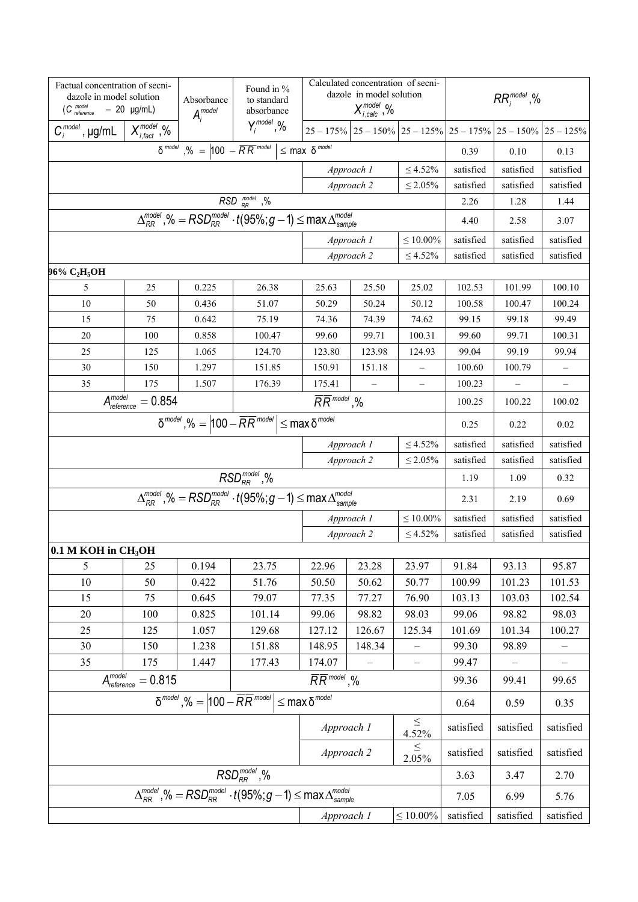| Factual concentration of secnidazole in model solution ($C^{model}_{reference}$ = 20 µg/mL) | | Absorbance $A^{model}_i$ | Found in % to standard absorbance | Calculated concentration of secnidazole in model solution $X^{model}_{i,calc}$, % | | | $RR^{model}_i$, % | | |
|---|---|---|---|---|---|---|---|---|---|
| $C^{model}_i$, µg/mL | $X^{model}_{i,fact}$, % | | $Y^{model}_i$, % | 25 – 175% | 25 – 150% | 25 – 125% | 25 – 175% | 25 – 150% | 25 – 125% |
| $\delta^{model}, \% = \left\|100 - \overline{RR}^{model}\right\| \le \max \delta^{model}$ | | | | | | | 0.39 | 0.10 | 0.13 |
| | | | | *Approach 1* | | ≤ 4.52% | satisfied | satisfied | satisfied |
| | | | | *Approach 2* | | ≤ 2.05% | satisfied | satisfied | satisfied |
| $RSD^{model}_{RR}$, % | | | | | | | 2.26 | 1.28 | 1.44 |
| $\Delta^{model}_{RR}, \% = RSD^{model}_{RR} \cdot t(95\%; g-1) \le \max \Delta^{model}_{sample}$ | | | | | | | 4.40 | 2.58 | 3.07 |
| | | | | *Approach 1* | | ≤ 10.00% | satisfied | satisfied | satisfied |
| | | | | *Approach 2* | | ≤ 4.52% | satisfied | satisfied | satisfied |
| **96% $C_2H_5OH$** | | | | | | | | | |
| 5 | 25 | 0.225 | 26.38 | 25.63 | 25.50 | 25.02 | 102.53 | 101.99 | 100.10 |
| 10 | 50 | 0.436 | 51.07 | 50.29 | 50.24 | 50.12 | 100.58 | 100.47 | 100.24 |
| 15 | 75 | 0.642 | 75.19 | 74.36 | 74.39 | 74.62 | 99.15 | 99.18 | 99.49 |
| 20 | 100 | 0.858 | 100.47 | 99.60 | 99.71 | 100.31 | 99.60 | 99.71 | 100.31 |
| 25 | 125 | 1.065 | 124.70 | 123.80 | 123.98 | 124.93 | 99.04 | 99.19 | 99.94 |
| 30 | 150 | 1.297 | 151.85 | 150.91 | 151.18 | – | 100.60 | 100.79 | – |
| 35 | 175 | 1.507 | 176.39 | 175.41 | – | – | 100.23 | – | – |
| $A^{model}_{reference} = 0.854$ | | | $\overline{RR}^{model}$, % | | | | 100.25 | 100.22 | 100.02 |
| $\delta^{model}, \% = \left\|100 - \overline{RR}^{model}\right\| \le \max \delta^{model}$ | | | | | | | 0.25 | 0.22 | 0.02 |
| | | | | *Approach 1* | | ≤ 4.52% | satisfied | satisfied | satisfied |
| | | | | *Approach 2* | | ≤ 2.05% | satisfied | satisfied | satisfied |
| $RSD^{model}_{RR}$, % | | | | | | | 1.19 | 1.09 | 0.32 |
| $\Delta^{model}_{RR}, \% = RSD^{model}_{RR} \cdot t(95\%; g-1) \le \max \Delta^{model}_{sample}$ | | | | | | | 2.31 | 2.19 | 0.69 |
| | | | | *Approach 1* | | ≤ 10.00% | satisfied | satisfied | satisfied |
| | | | | *Approach 2* | | ≤ 4.52% | satisfied | satisfied | satisfied |
| **0.1 M KOH in $CH_3OH$** | | | | | | | | | |
| 5 | 25 | 0.194 | 23.75 | 22.96 | 23.28 | 23.97 | 91.84 | 93.13 | 95.87 |
| 10 | 50 | 0.422 | 51.76 | 50.50 | 50.62 | 50.77 | 100.99 | 101.23 | 101.53 |
| 15 | 75 | 0.645 | 79.07 | 77.35 | 77.27 | 76.90 | 103.13 | 103.03 | 102.54 |
| 20 | 100 | 0.825 | 101.14 | 99.06 | 98.82 | 98.03 | 99.06 | 98.82 | 98.03 |
| 25 | 125 | 1.057 | 129.68 | 127.12 | 126.67 | 125.34 | 101.69 | 101.34 | 100.27 |
| 30 | 150 | 1.238 | 151.88 | 148.95 | 148.34 | – | 99.30 | 98.89 | – |
| 35 | 175 | 1.447 | 177.43 | 174.07 | – | – | 99.47 | – | – |
| $A^{model}_{reference} = 0.815$ | | | $\overline{RR}^{model}$, % | | | | 99.36 | 99.41 | 99.65 |
| $\delta^{model}, \% = \left\|100 - \overline{RR}^{model}\right\| \le \max \delta^{model}$ | | | | | | | 0.64 | 0.59 | 0.35 |
| | | | | *Approach 1* | | ≤ 4.52% | satisfied | satisfied | satisfied |
| | | | | *Approach 2* | | ≤ 2.05% | satisfied | satisfied | satisfied |
| $RSD^{model}_{RR}$, % | | | | | | | 3.63 | 3.47 | 2.70 |
| $\Delta^{model}_{RR}, \% = RSD^{model}_{RR} \cdot t(95\%; g-1) \le \max \Delta^{model}_{sample}$ | | | | | | | 7.05 | 6.99 | 5.76 |
| | | | | *Approach 1* | | ≤ 10.00% | satisfied | satisfied | satisfied |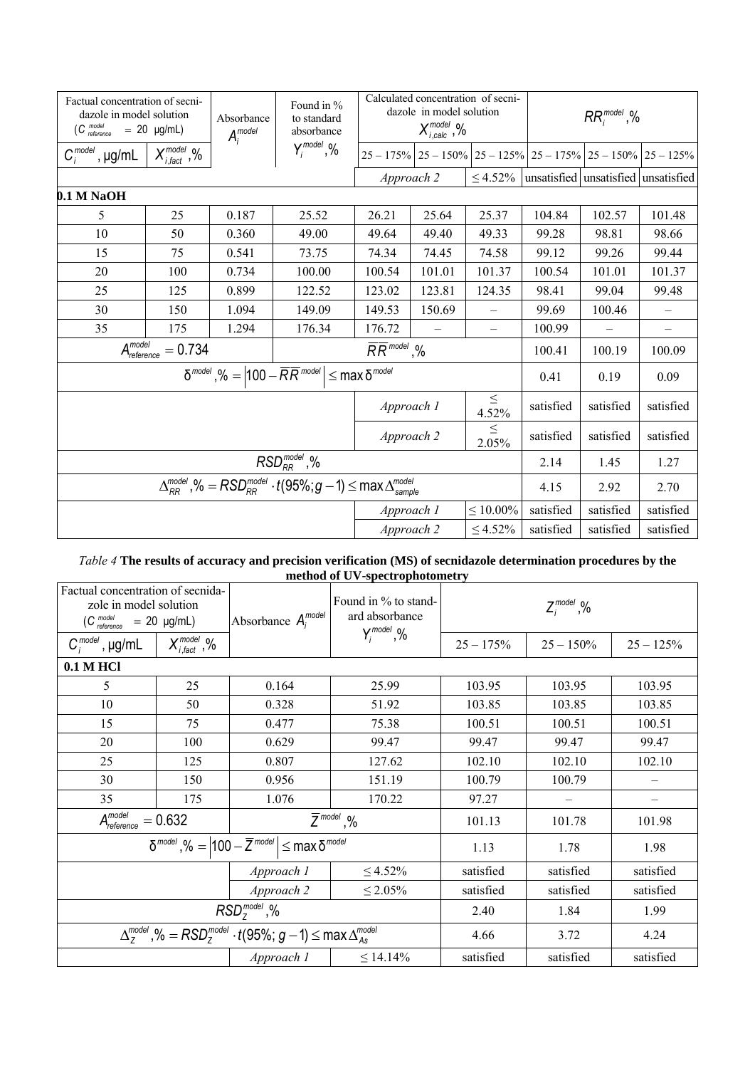| Factual concentration of secnidazole in model solution ($C^{model}_{reference}$ = 20 μg/mL) | | Absorbance $A^{model}_i$ | Found in % to standard absorbance $Y^{model}_i$,% | Calculated concentration of secnidazole in model solution $X^{model}_{i,calc}$,% | | | $RR^{model}_i$,% | | |
|---|---|---|---|---|---|---|---|---|---|
| $C^{model}_i$, μg/mL | $X^{model}_{i,fact}$,% | | | 25 – 175% | 25 – 150% | 25 – 125% | 25 – 175% | 25 – 150% | 25 – 125% |
| | | | | *Approach 2* | | ≤ 4.52% | unsatisfied | unsatisfied | unsatisfied |
| **0.1 M NaOH** | | | | | | | | | |
| 5 | 25 | 0.187 | 25.52 | 26.21 | 25.64 | 25.37 | 104.84 | 102.57 | 101.48 |
| 10 | 50 | 0.360 | 49.00 | 49.64 | 49.40 | 49.33 | 99.28 | 98.81 | 98.66 |
| 15 | 75 | 0.541 | 73.75 | 74.34 | 74.45 | 74.58 | 99.12 | 99.26 | 99.44 |
| 20 | 100 | 0.734 | 100.00 | 100.54 | 101.01 | 101.37 | 100.54 | 101.01 | 101.37 |
| 25 | 125 | 0.899 | 122.52 | 123.02 | 123.81 | 124.35 | 98.41 | 99.04 | 99.48 |
| 30 | 150 | 1.094 | 149.09 | 149.53 | 150.69 | – | 99.69 | 100.46 | – |
| 35 | 175 | 1.294 | 176.34 | 176.72 | – | – | 100.99 | – | – |
| $A^{model}_{reference} = 0.734$ | | | $\overline{RR}^{model}$,% | | | | 100.41 | 100.19 | 100.09 |
| $\delta^{model},\% = \left\|100 - \overline{RR}^{model}\right\| \le \max\delta^{model}$ | | | | | | | 0.41 | 0.19 | 0.09 |
| | | | | *Approach 1* | | ≤ 4.52% | satisfied | satisfied | satisfied |
| | | | | *Approach 2* | | ≤ 2.05% | satisfied | satisfied | satisfied |
| $RSD^{model}_{RR}$,% | | | | | | | 2.14 | 1.45 | 1.27 |
| $\Delta^{model}_{RR},\% = RSD^{model}_{RR} \cdot t(95\%; g-1) \le \max\Delta^{model}_{sample}$ | | | | | | | 4.15 | 2.92 | 2.70 |
| | | | | *Approach 1* | | ≤ 10.00% | satisfied | satisfied | satisfied |
| | | | | *Approach 2* | | ≤ 4.52% | satisfied | satisfied | satisfied |

*Table 4* **The results of accuracy and precision verification (MS) of secnidazole determination procedures by the method of UV-spectrophotometry**

| Factual concentration of secnidazole in model solution ($C^{model}_{reference}$ = 20 μg/mL) | | Absorbance $A^{model}_i$ | Found in % to standard absorbance $Y^{model}_i$,% | $Z^{model}_i$,% | | |
|---|---|---|---|---|---|---|
| $C^{model}_i$, μg/mL | $X^{model}_{i,fact}$,% | | | 25 – 175% | 25 – 150% | 25 – 125% |
| **0.1 M HCl** | | | | | | |
| 5 | 25 | 0.164 | 25.99 | 103.95 | 103.95 | 103.95 |
| 10 | 50 | 0.328 | 51.92 | 103.85 | 103.85 | 103.85 |
| 15 | 75 | 0.477 | 75.38 | 100.51 | 100.51 | 100.51 |
| 20 | 100 | 0.629 | 99.47 | 99.47 | 99.47 | 99.47 |
| 25 | 125 | 0.807 | 127.62 | 102.10 | 102.10 | 102.10 |
| 30 | 150 | 0.956 | 151.19 | 100.79 | 100.79 | – |
| 35 | 175 | 1.076 | 170.22 | 97.27 | – | – |
| $A^{model}_{reference} = 0.632$ | | $\overline{Z}^{model}$,% | | 101.13 | 101.78 | 101.98 |
| $\delta^{model},\% = \left\|100 - \overline{Z}^{model}\right\| \le \max\delta^{model}$ | | | | 1.13 | 1.78 | 1.98 |
| | | *Approach 1* | ≤ 4.52% | satisfied | satisfied | satisfied |
| | | *Approach 2* | ≤ 2.05% | satisfied | satisfied | satisfied |
| $RSD^{model}_{Z}$,% | | | | 2.40 | 1.84 | 1.99 |
| $\Delta^{model}_{Z},\% = RSD^{model}_{Z} \cdot t(95\%; g-1) \le \max\Delta^{model}_{As}$ | | | | 4.66 | 3.72 | 4.24 |
| | | *Approach 1* | ≤ 14.14% | satisfied | satisfied | satisfied |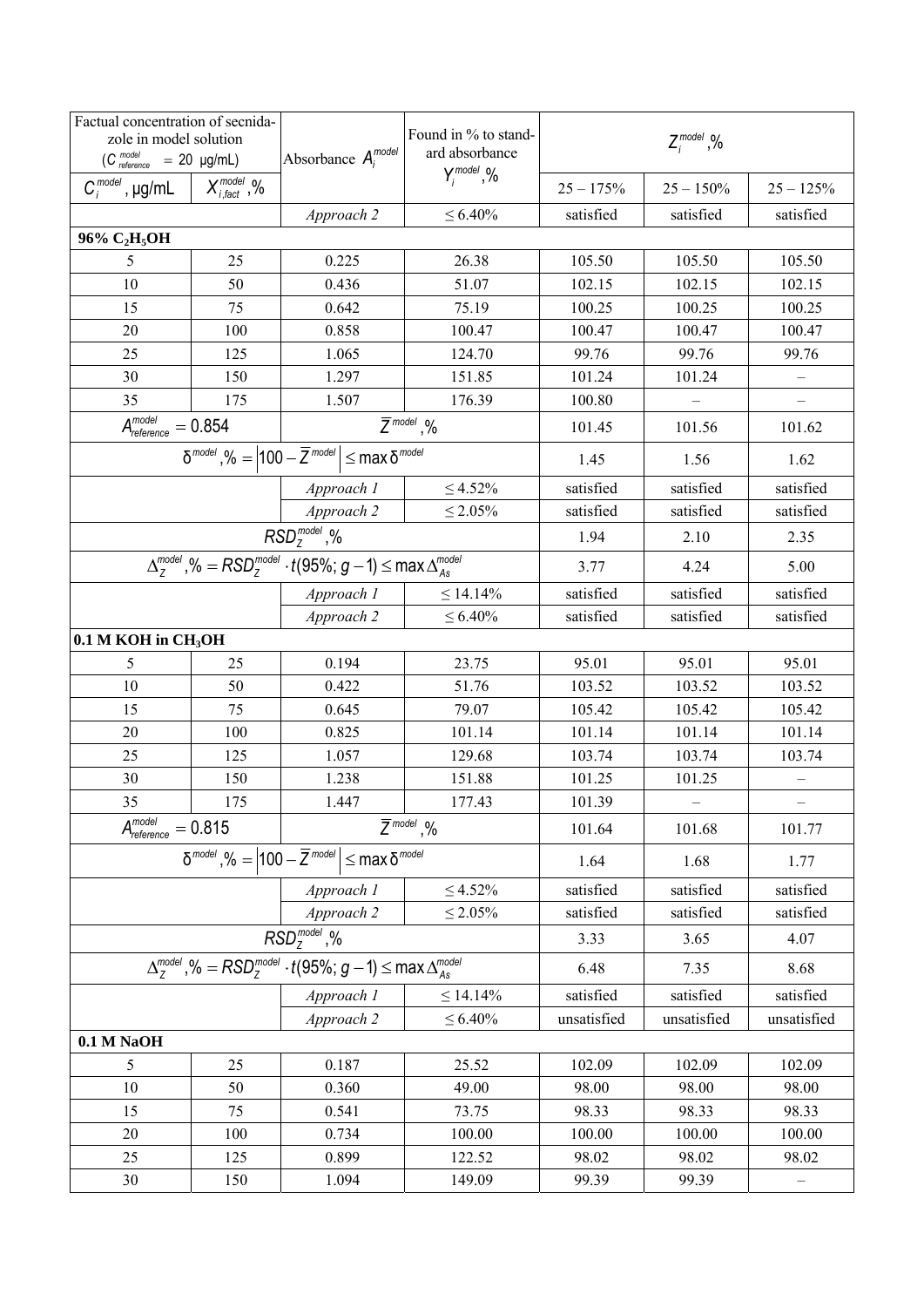| Factual concentration of secnidazole in model solution ($C^{model}_{reference}$ = 20 μg/mL) | | Absorbance $A^{model}_i$ | Found in % to standard absorbance $Y^{model}_i$,% | $Z^{model}_i$,% | | |
|---|---|---|---|---|---|---|
| $C^{model}_i$, μg/mL | $X^{model}_{i,fact}$,% | | | 25 – 175% | 25 – 150% | 25 – 125% |
| | | *Approach 2* | ≤ 6.40% | satisfied | satisfied | satisfied |
| **96% $C_2H_5OH$** | | | | | | |
| 5 | 25 | 0.225 | 26.38 | 105.50 | 105.50 | 105.50 |
| 10 | 50 | 0.436 | 51.07 | 102.15 | 102.15 | 102.15 |
| 15 | 75 | 0.642 | 75.19 | 100.25 | 100.25 | 100.25 |
| 20 | 100 | 0.858 | 100.47 | 100.47 | 100.47 | 100.47 |
| 25 | 125 | 1.065 | 124.70 | 99.76 | 99.76 | 99.76 |
| 30 | 150 | 1.297 | 151.85 | 101.24 | 101.24 | – |
| 35 | 175 | 1.507 | 176.39 | 100.80 | – | – |
| $A^{model}_{reference} = 0.854$ | | $\overline{Z}^{model}$,% | | 101.45 | 101.56 | 101.62 |
| $\delta^{model},\% = \left\|100 - \overline{Z}^{model}\right\| \leq \max\delta^{model}$ | | | | 1.45 | 1.56 | 1.62 |
| | | *Approach 1* | ≤ 4.52% | satisfied | satisfied | satisfied |
| | | *Approach 2* | ≤ 2.05% | satisfied | satisfied | satisfied |
| $RSD^{model}_Z$,% | | | | 1.94 | 2.10 | 2.35 |
| $\Delta^{model}_Z,\% = RSD^{model}_Z \cdot t(95\%; g-1) \leq \max\Delta^{model}_{As}$ | | | | 3.77 | 4.24 | 5.00 |
| | | *Approach 1* | ≤ 14.14% | satisfied | satisfied | satisfied |
| | | *Approach 2* | ≤ 6.40% | satisfied | satisfied | satisfied |
| **0.1 M KOH in $CH_3OH$** | | | | | | |
| 5 | 25 | 0.194 | 23.75 | 95.01 | 95.01 | 95.01 |
| 10 | 50 | 0.422 | 51.76 | 103.52 | 103.52 | 103.52 |
| 15 | 75 | 0.645 | 79.07 | 105.42 | 105.42 | 105.42 |
| 20 | 100 | 0.825 | 101.14 | 101.14 | 101.14 | 101.14 |
| 25 | 125 | 1.057 | 129.68 | 103.74 | 103.74 | 103.74 |
| 30 | 150 | 1.238 | 151.88 | 101.25 | 101.25 | – |
| 35 | 175 | 1.447 | 177.43 | 101.39 | – | – |
| $A^{model}_{reference} = 0.815$ | | $\overline{Z}^{model}$,% | | 101.64 | 101.68 | 101.77 |
| $\delta^{model},\% = \left\|100 - \overline{Z}^{model}\right\| \leq \max\delta^{model}$ | | | | 1.64 | 1.68 | 1.77 |
| | | *Approach 1* | ≤ 4.52% | satisfied | satisfied | satisfied |
| | | *Approach 2* | ≤ 2.05% | satisfied | satisfied | satisfied |
| $RSD^{model}_Z$,% | | | | 3.33 | 3.65 | 4.07 |
| $\Delta^{model}_Z,\% = RSD^{model}_Z \cdot t(95\%; g-1) \leq \max\Delta^{model}_{As}$ | | | | 6.48 | 7.35 | 8.68 |
| | | *Approach 1* | ≤ 14.14% | satisfied | satisfied | satisfied |
| | | *Approach 2* | ≤ 6.40% | unsatisfied | unsatisfied | unsatisfied |
| **0.1 M NaOH** | | | | | | |
| 5 | 25 | 0.187 | 25.52 | 102.09 | 102.09 | 102.09 |
| 10 | 50 | 0.360 | 49.00 | 98.00 | 98.00 | 98.00 |
| 15 | 75 | 0.541 | 73.75 | 98.33 | 98.33 | 98.33 |
| 20 | 100 | 0.734 | 100.00 | 100.00 | 100.00 | 100.00 |
| 25 | 125 | 0.899 | 122.52 | 98.02 | 98.02 | 98.02 |
| 30 | 150 | 1.094 | 149.09 | 99.39 | 99.39 | – |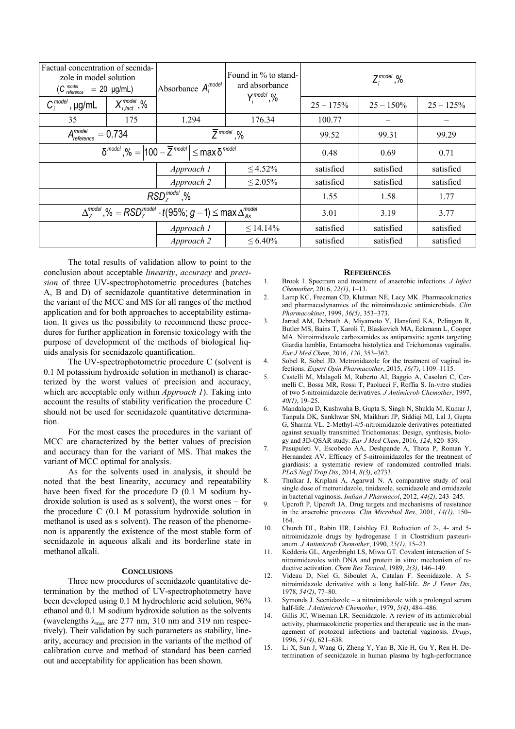| Factual concentration of secnidazole in model solution ($C_{reference}^{model} = 20$ µg/mL) | | Absorbance $A_i^{model}$ | Found in % to standard absorbance $Y_i^{model}$,% | $Z_i^{model}$,% | | |
|---|---|---|---|---|---|---|
| $C_i^{model}$, µg/mL | $X_{i,fact}^{model}$,% | | | 25 – 175% | 25 – 150% | 25 – 125% |
| 35 | 175 | 1.294 | 176.34 | 100.77 | – | – |
| $A_{reference}^{model} = 0.734$ | | $\overline{Z}^{model}$,% | | 99.52 | 99.31 | 99.29 |
| $\delta^{model},\% = \left\|100 - \overline{Z}^{model}\right\| \leq \max\delta^{model}$ | | | | 0.48 | 0.69 | 0.71 |
| | | *Approach 1* | ≤ 4.52% | satisfied | satisfied | satisfied |
| | | *Approach 2* | ≤ 2.05% | satisfied | satisfied | satisfied |
| $RSD_Z^{model}$,% | | | | 1.55 | 1.58 | 1.77 |
| $\Delta_Z^{model},\% = RSD_Z^{model} \cdot t(95\%; g-1) \leq \max\Delta_{As}^{model}$ | | | | 3.01 | 3.19 | 3.77 |
| | | *Approach 1* | ≤ 14.14% | satisfied | satisfied | satisfied |
| | | *Approach 2* | ≤ 6.40% | satisfied | satisfied | satisfied |

The total results of validation allow to point to the conclusion about acceptable *linearity*, *accuracy* and *precision* of three UV-spectrophotometric procedures (batches A, B and D) of secnidazole quantitative determination in the variant of the MCC and MS for all ranges of the method application and for both approaches to acceptability estimation. It gives us the possibility to recommend these procedures for further application in forensic toxicology with the purpose of development of the methods of biological liquids analysis for secnidazole quantification.

The UV-spectrophotometric procedure C (solvent is 0.1 M potassium hydroxide solution in methanol) is characterized by the worst values of precision and accuracy, which are acceptable only within *Approach 1*). Taking into account the results of stability verification the procedure C should not be used for secnidazole quantitative determination.

For the most cases the procedures in the variant of MCC are characterized by the better values of precision and accuracy than for the variant of MS. That makes the variant of MCC optimal for analysis.

As for the solvents used in analysis, it should be noted that the best linearity, accuracy and repeatability have been fixed for the procedure D (0.1 M sodium hydroxide solution is used as s solvent), the worst ones – for the procedure C (0.1 M potassium hydroxide solution in methanol is used as s solvent). The reason of the phenomenon is apparently the existence of the most stable form of secnidazole in aqueous alkali and its borderline state in methanol alkali.

## Conclusions

Three new procedures of secnidazole quantitative determination by the method of UV-spectrophotometry have been developed using 0.1 M hydrochloric acid solution, 96% ethanol and 0.1 M sodium hydroxide solution as the solvents (wavelengths $\lambda_{max}$ are 277 nm, 310 nm and 319 nm respectively). Their validation by such parameters as stability, linearity, accuracy and precision in the variants of the method of calibration curve and method of standard has been carried out and acceptability for application has been shown.

## References

1. Brook I. Spectrum and treatment of anaerobic infections. *J Infect Chemother*, 2016, *22(1)*, 1–13.
2. Lamp KC, Freeman CD, Klutman NE, Lacy MK. Pharmacokinetics and pharmacodynamics of the nitroimidazole antimicrobials. *Clin Pharmacokinet*, 1999, *36(5)*, 353–373.
3. Jarrad AM, Debnath A, Miyamoto Y, Hansford KA, Pelingon R, Butler MS, Bains T, Karoli T, Blaskovich MA, Eckmann L, Cooper MA. Nitroimidazole carboxamides as antiparasitic agents targeting Giardia lamblia, Entamoeba histolytica and Trichomonas vaginalis. *Eur J Med Chem*, 2016, *120*, 353–362.
4. Sobel R, Sobel JD. Metronidazole for the treatment of vaginal infections. *Expert Opin Pharmacother*, 2015, *16(7)*, 1109–1115.
5. Castelli M, Malagoli M, Ruberto AI, Baggio A, Casolari C, Cermelli C, Bossa MR, Rossi T, Paolucci F, Roffia S. In-vitro studies of two 5-nitroimidazole derivatives. *J Antimicrob Chemother*, 1997, *40(1)*, 19–25.
6. Mandalapu D, Kushwaha B, Gupta S, Singh N, Shukla M, Kumar J, Tanpula DK, Sankhwar SN, Maikhuri JP, Siddiqi MI, Lal J, Gupta G, Sharma VL. 2-Methyl-4/5-nitroimidazole derivatives potentiated against sexually transmitted Trichomonas: Design, synthesis, biology and 3D-QSAR study. *Eur J Med Chem*, 2016, *124*, 820–839.
7. Pasupuleti V, Escobedo AA, Deshpande A, Thota P, Roman Y, Hernandez AV. Efficacy of 5-nitroimidazoles for the treatment of giardiasis: a systematic review of randomized controlled trials. *PLoS Negl Trop Dis*, 2014, *8(3)*, e2733.
8. Thulkar J, Kriplani A, Agarwal N. A comparative study of oral single dose of metronidazole, tinidazole, secnidazole and ornidazole in bacterial vaginosis. *Indian J Pharmacol*, 2012, *44(2)*, 243–245.
9. Upcroft P, Upcroft JA. Drug targets and mechanisms of resistance in the anaerobic protozoa. *Clin Microbiol Rev*, 2001, *14(1)*, 150–164.
10. Church DL, Rabin HR, Laishley EJ. Reduction of 2-, 4- and 5-nitroimidazole drugs by hydrogenase 1 in Clostridium pasteurianum. *J Antimicrob Chemother*, 1990, *25(1)*, 15–23.
11. Kedderis GL, Argenbright LS, Miwa GT. Covalent interaction of 5-nitroimidazoles with DNA and protein in vitro: mechanism of reductive activation. *Chem Res Toxicol*, 1989, *2(3)*, 146–149.
12. Videau D, Niel G, Siboulet A, Catalan F. Secnidazole. A 5-nitroimidazole derivative with a long half-life. *Br J Vener Dis*, 1978, *54(2)*, 77–80.
13. Symonds J. Secnidazole – a nitroimidazole with a prolonged serum half-life. *J Antimicrob Chemother*, 1979, *5(4)*, 484–486.
14. Gillis JC, Wiseman LR. Secnidazole. A review of its antimicrobial activity, pharmacokinetic properties and therapeutic use in the management of protozoal infections and bacterial vaginosis. *Drugs*, 1996, *51(4)*, 621–638.
15. Li X, Sun J, Wang G, Zheng Y, Yan B, Xie H, Gu Y, Ren H. Determination of secnidazole in human plasma by high-performance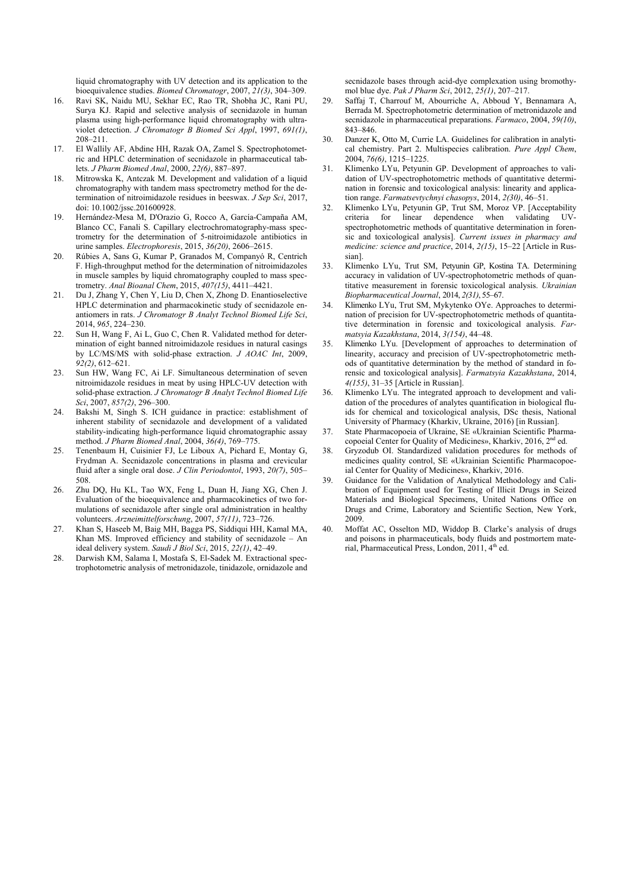liquid chromatography with UV detection and its application to the bioequivalence studies. *Biomed Chromatogr*, 2007, *21(3)*, 304–309.

16. Ravi SK, Naidu MU, Sekhar EC, Rao TR, Shobha JC, Rani PU, Surya KJ. Rapid and selective analysis of secnidazole in human plasma using high-performance liquid chromatography with ultraviolet detection. *J Chromatogr B Biomed Sci Appl*, 1997, *691(1)*, 208–211.
17. El Wallily AF, Abdine HH, Razak OA, Zamel S. Spectrophotometric and HPLC determination of secnidazole in pharmaceutical tablets. *J Pharm Biomed Anal*, 2000, *22(6)*, 887–897.
18. Mitrowska K, Antczak M. Development and validation of a liquid chromatography with tandem mass spectrometry method for the determination of nitroimidazole residues in beeswax. *J Sep Sci*, 2017, doi: 10.1002/jssc.201600928.
19. Hernández-Mesa M, D'Orazio G, Rocco A, García-Campaña AM, Blanco CC, Fanali S. Capillary electrochromatography-mass spectrometry for the determination of 5-nitroimidazole antibiotics in urine samples. *Electrophoresis*, 2015, *36(20)*, 2606–2615.
20. Rúbies A, Sans G, Kumar P, Granados M, Companyó R, Centrich F. High-throughput method for the determination of nitroimidazoles in muscle samples by liquid chromatography coupled to mass spectrometry. *Anal Bioanal Chem*, 2015, *407(15)*, 4411–4421.
21. Du J, Zhang Y, Chen Y, Liu D, Chen X, Zhong D. Enantioselective HPLC determination and pharmacokinetic study of secnidazole enantiomers in rats. *J Chromatogr B Analyt Technol Biomed Life Sci*, 2014, *965*, 224–230.
22. Sun H, Wang F, Ai L, Guo C, Chen R. Validated method for determination of eight banned nitroimidazole residues in natural casings by LC/MS/MS with solid-phase extraction. *J AOAC Int*, 2009, *92(2)*, 612–621.
23. Sun HW, Wang FC, Ai LF. Simultaneous determination of seven nitroimidazole residues in meat by using HPLC-UV detection with solid-phase extraction. *J Chromatogr B Analyt Technol Biomed Life Sci*, 2007, *857(2)*, 296–300.
24. Bakshi M, Singh S. ICH guidance in practice: establishment of inherent stability of secnidazole and development of a validated stability-indicating high-performance liquid chromatographic assay method. *J Pharm Biomed Anal*, 2004, *36(4)*, 769–775.
25. Tenenbaum H, Cuisinier FJ, Le Liboux A, Pichard E, Montay G, Frydman A. Secnidazole concentrations in plasma and crevicular fluid after a single oral dose. *J Clin Periodontol*, 1993, *20(7)*, 505–508.
26. Zhu DQ, Hu KL, Tao WX, Feng L, Duan H, Jiang XG, Chen J. Evaluation of the bioequivalence and pharmacokinetics of two formulations of secnidazole after single oral administration in healthy volunteers. *Arzneimittelforschung*, 2007, *57(11)*, 723–726.
27. Khan S, Haseeb M, Baig MH, Bagga PS, Siddiqui HH, Kamal MA, Khan MS. Improved efficiency and stability of secnidazole – An ideal delivery system. *Saudi J Biol Sci*, 2015, *22(1)*, 42–49.
28. Darwish KM, Salama I, Mostafa S, El-Sadek M. Extractional spectrophotometric analysis of metronidazole, tinidazole, ornidazole and secnidazole bases through acid-dye complexation using bromothymol blue dye. *Pak J Pharm Sci*, 2012, *25(1)*, 207–217.
29. Saffaj T, Charrouf M, Abourriche A, Abboud Y, Bennamara A, Berrada M. Spectrophotometric determination of metronidazole and secnidazole in pharmaceutical preparations. *Farmaco*, 2004, *59(10)*, 843–846.
30. Danzer K, Otto M, Currie LA. Guidelines for calibration in analytical chemistry. Part 2. Multispecies calibration. *Pure Appl Chem*, 2004, *76(6)*, 1215–1225.
31. Klimenko LYu, Petyunin GP. Development of approaches to validation of UV-spectrophotometric methods of quantitative determination in forensic and toxicological analysis: linearity and application range. *Farmatsevtychnyi chasopys*, 2014, *2(30)*, 46–51.
32. Klimenko LYu, Petyunin GP, Trut SM, Moroz VP. [Acceptability criteria for linear dependence when validating UV-spectrophotometric methods of quantitative determination in forensic and toxicological analysis]. *Current issues in pharmacy and medicine: science and practice*, 2014, *2(15)*, 15–22 [Article in Russian].
33. Klimenko LYu, Trut SM, Petyunin GP, Kostina TA. Determining accuracy in validation of UV-spectrophotometric methods of quantitative measurement in forensic toxicological analysis. *Ukrainian Biopharmaceutical Journal*, 2014, *2(31)*, 55–67.
34. Klimenko LYu, Trut SM, Mykytenko OYe. Approaches to determination of precision for UV-spectrophotometric methods of quantitative determination in forensic and toxicological analysis. *Farmatsyia Kazakhstana*, 2014, *3(154)*, 44–48.
35. Klimenko LYu. [Development of approaches to determination of linearity, accuracy and precision of UV-spectrophotometric methods of quantitative determination by the method of standard in forensic and toxicological analysis]. *Farmatsyia Kazakhstana*, 2014, *4(155)*, 31–35 [Article in Russian].
36. Klimenko LYu. The integrated approach to development and validation of the procedures of analytes quantification in biological fluids for chemical and toxicological analysis, DSc thesis, National University of Pharmacy (Kharkiv, Ukraine, 2016) [in Russian].
37. State Pharmacopoeia of Ukraine, SE «Ukrainian Scientific Pharmacopoeial Center for Quality of Medicines», Kharkiv, 2016, 2nd ed.
38. Gryzodub OI. Standardized validation procedures for methods of medicines quality control, SE «Ukrainian Scientific Pharmacopoeial Center for Quality of Medicines», Kharkiv, 2016.
39. Guidance for the Validation of Analytical Methodology and Calibration of Equipment used for Testing of Illicit Drugs in Seized Materials and Biological Specimens, United Nations Office on Drugs and Crime, Laboratory and Scientific Section, New York, 2009.
40. Moffat AC, Osselton MD, Widdop B. Clarke's analysis of drugs and poisons in pharmaceuticals, body fluids and postmortem material, Pharmaceutical Press, London, 2011, 4th ed.